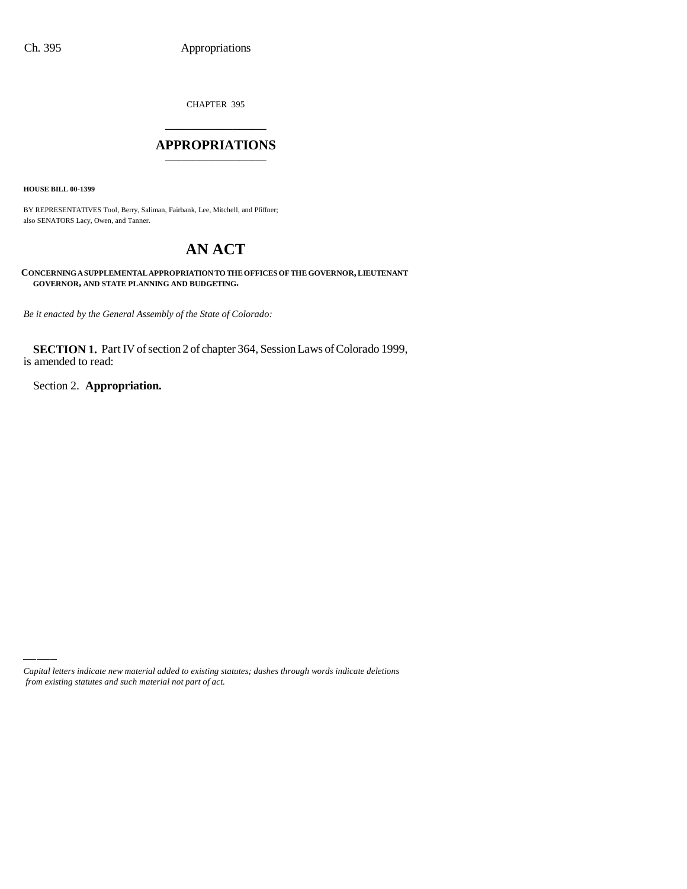CHAPTER 395

# APPROPRIATIONS

**HOUSE BILL 00-1399**

BY REPRESENTATIVES Tool, Berry, Saliman, Fairbank, Lee, Mitchell, and Pfiffner;
also SENATORS Lacy, Owen, and Tanner.

# AN ACT

**CONCERNING A SUPPLEMENTAL APPROPRIATION TO THE OFFICES OF THE GOVERNOR, LIEUTENANT GOVERNOR, AND STATE PLANNING AND BUDGETING.**

*Be it enacted by the General Assembly of the State of Colorado:*

**SECTION 1.** Part IV of section 2 of chapter 364, Session Laws of Colorado 1999, is amended to read:

Section 2. **Appropriation.**

*Capital letters indicate new material added to existing statutes; dashes through words indicate deletions from existing statutes and such material not part of act.*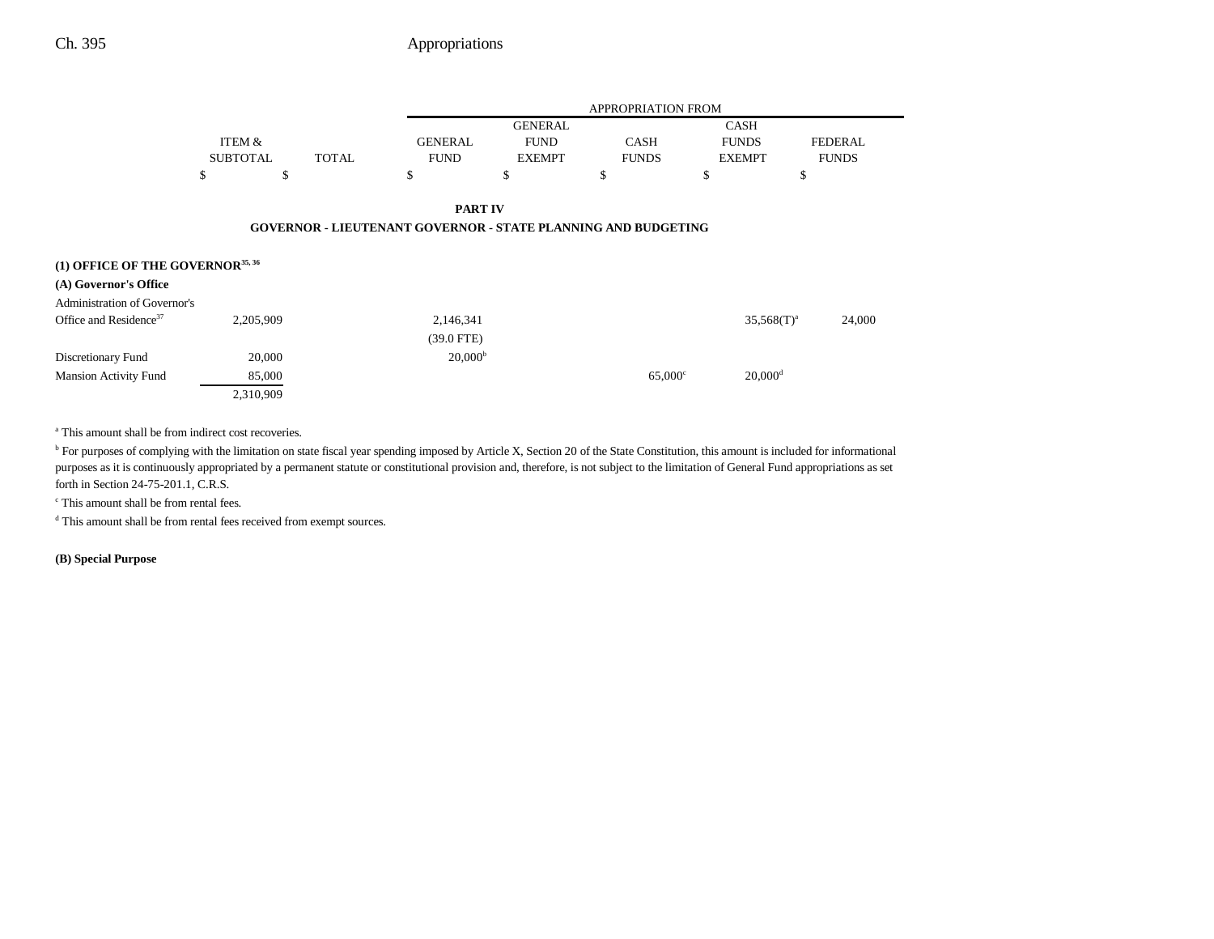| | ITEM & SUBTOTAL | TOTAL | APPROPRIATION FROM GENERAL FUND | GENERAL FUND EXEMPT | CASH FUNDS | CASH FUNDS EXEMPT | FEDERAL FUNDS |
|---|---|---|---|---|---|---|---|
| | $ | $ | $ | $ | $ | $ | $ |

**PART IV**

**GOVERNOR - LIEUTENANT GOVERNOR - STATE PLANNING AND BUDGETING**

**(1) OFFICE OF THE GOVERNOR[35, 36]**

**(A) Governor's Office**

| | ITEM & SUBTOTAL | TOTAL | GENERAL FUND | GENERAL FUND EXEMPT | CASH FUNDS | CASH FUNDS EXEMPT | FEDERAL FUNDS |
|---|---|---|---|---|---|---|---|
| Administration of Governor's Office and Residence[37] | 2,205,909 | | 2,146,341 (39.0 FTE) | | | 35,568(T)[a] | 24,000 |
| Discretionary Fund | 20,000 | | 20,000[b] | | | | |
| Mansion Activity Fund | 85,000 | | | | 65,000[c] | 20,000[d] | |
| | 2,310,909 | | | | | | |

[a] This amount shall be from indirect cost recoveries.

[b] For purposes of complying with the limitation on state fiscal year spending imposed by Article X, Section 20 of the State Constitution, this amount is included for informational purposes as it is continuously appropriated by a permanent statute or constitutional provision and, therefore, is not subject to the limitation of General Fund appropriations as set forth in Section 24-75-201.1, C.R.S.

[c] This amount shall be from rental fees.

[d] This amount shall be from rental fees received from exempt sources.

**(B) Special Purpose**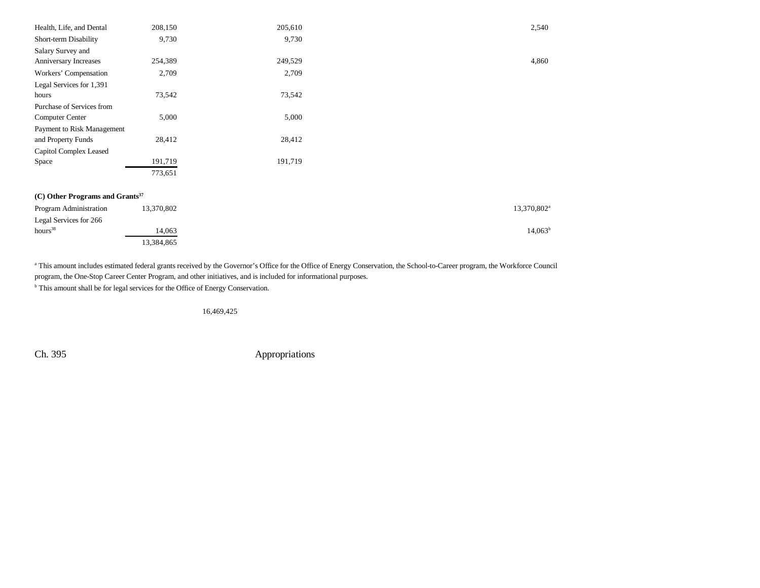| | | | | | |
|---|---|---|---|---|---|
| Health, Life, and Dental | 208,150 | 205,610 | | 2,540 | |
| Short-term Disability | 9,730 | 9,730 | | | |
| Salary Survey and Anniversary Increases | 254,389 | 249,529 | | 4,860 | |
| Workers' Compensation | 2,709 | 2,709 | | | |
| Legal Services for 1,391 hours | 73,542 | 73,542 | | | |
| Purchase of Services from Computer Center | 5,000 | 5,000 | | | |
| Payment to Risk Management and Property Funds | 28,412 | 28,412 | | | |
| Capitol Complex Leased Space | 191,719 | 191,719 | | | |
| | 773,651 | | | | |
| **(C) Other Programs and Grants**[37] | | | | | |
| Program Administration | 13,370,802 | | | 13,370,802[a] | |
| Legal Services for 266 hours[38] | 14,063 | | | 14,063[b] | |
| | 13,384,865 | | | | |

[a] This amount includes estimated federal grants received by the Governor's Office for the Office of Energy Conservation, the School-to-Career program, the Workforce Council program, the One-Stop Career Center Program, and other initiatives, and is included for informational purposes.

[b] This amount shall be for legal services for the Office of Energy Conservation.

16,469,425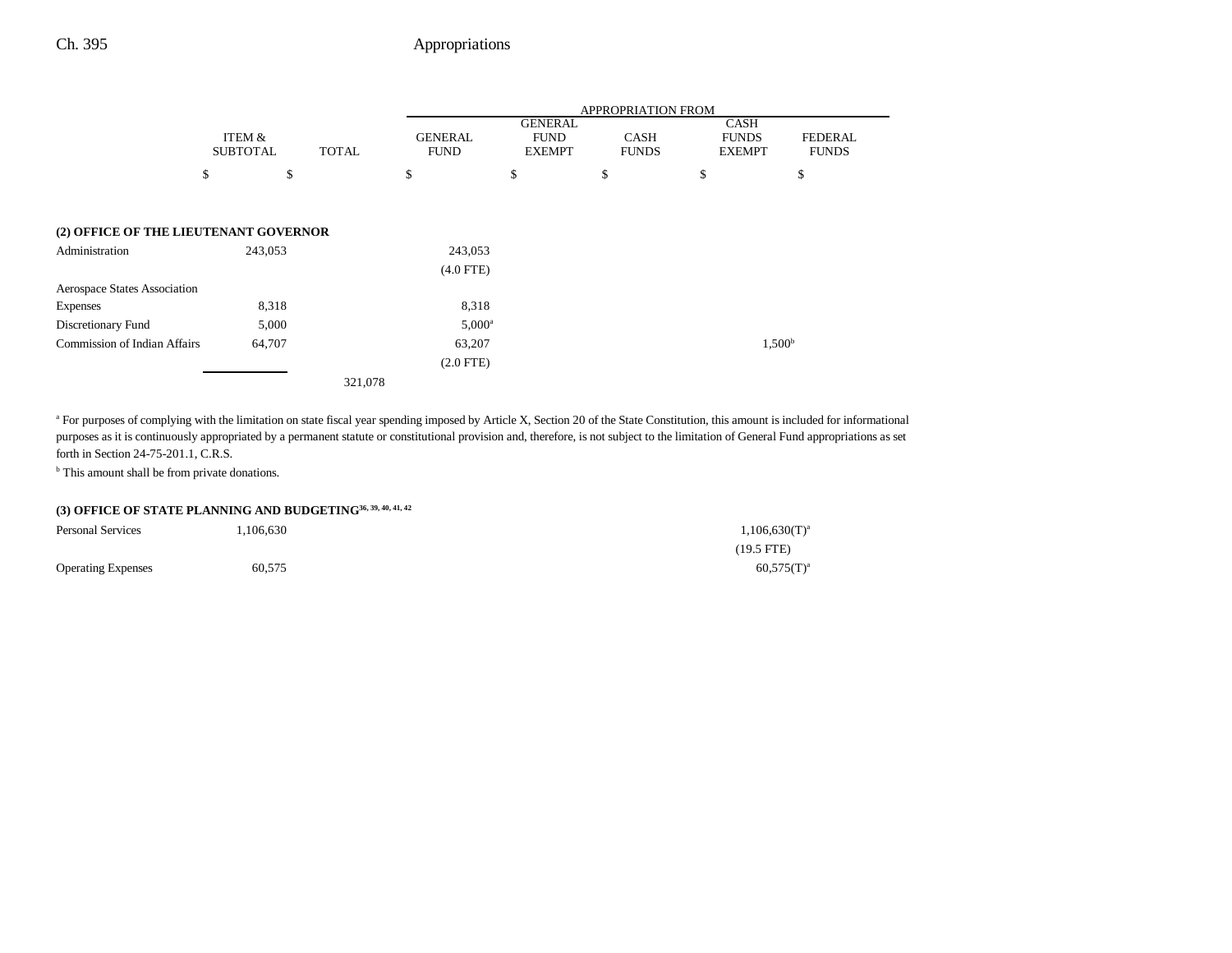| | ITEM & SUBTOTAL | TOTAL | GENERAL FUND | GENERAL FUND EXEMPT | CASH FUNDS | CASH FUNDS EXEMPT | FEDERAL FUNDS |
|---|---|---|---|---|---|---|---|
| | | | APPROPRIATION FROM | | | | |
| | $ | $ | $ | $ | $ | $ | $ |
| **(2) OFFICE OF THE LIEUTENANT GOVERNOR** | | | | | | | |
| Administration | 243,053 | | 243,053 | | | | |
| | | | (4.0 FTE) | | | | |
| Aerospace States Association Expenses | 8,318 | | 8,318 | | | | |
| Discretionary Fund | 5,000 | | 5,000[a] | | | | |
| Commission of Indian Affairs | 64,707 | | 63,207 | | | 1,500[b] | |
| | | | (2.0 FTE) | | | | |
| | | 321,078 | | | | | |

[a] For purposes of complying with the limitation on state fiscal year spending imposed by Article X, Section 20 of the State Constitution, this amount is included for informational purposes as it is continuously appropriated by a permanent statute or constitutional provision and, therefore, is not subject to the limitation of General Fund appropriations as set forth in Section 24-75-201.1, C.R.S.

[b] This amount shall be from private donations.

| | ITEM & SUBTOTAL | TOTAL | GENERAL FUND | GENERAL FUND EXEMPT | CASH FUNDS | CASH FUNDS EXEMPT | FEDERAL FUNDS |
|---|---|---|---|---|---|---|---|
| **(3) OFFICE OF STATE PLANNING AND BUDGETING**[36, 39, 40, 41, 42] | | | | | | | |
| Personal Services | 1,106,630 | | | | | 1,106,630(T)[a] | |
| | | | | | | (19.5 FTE) | |
| Operating Expenses | 60,575 | | | | | 60,575(T)[a] | |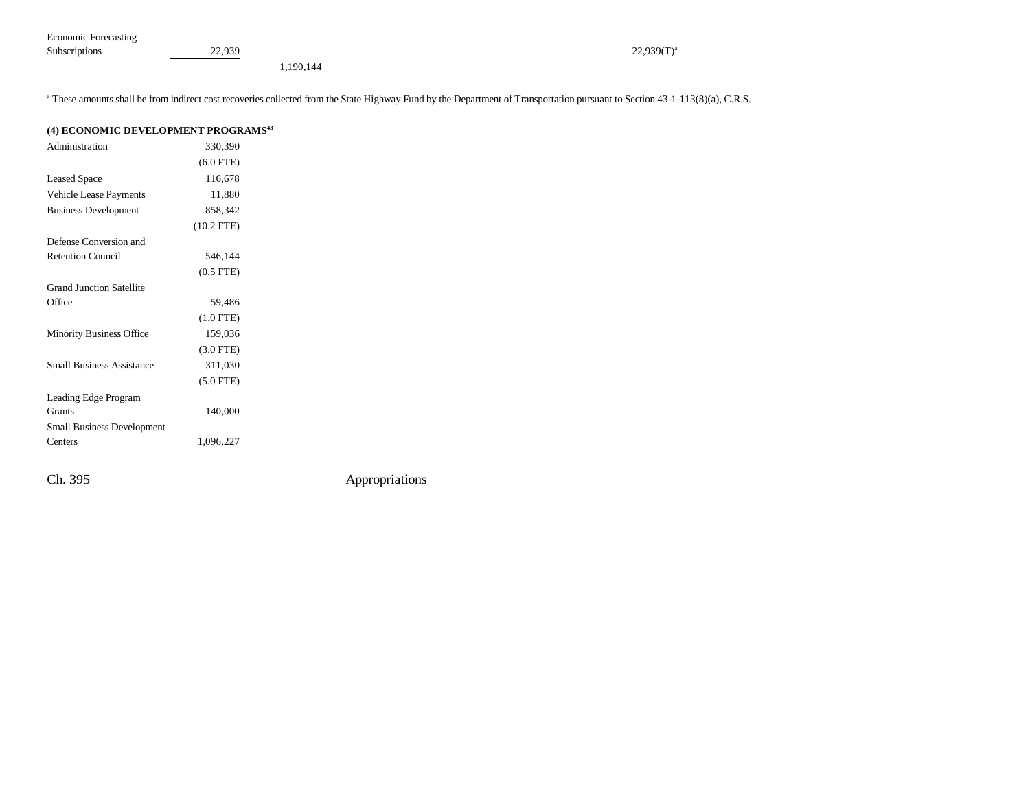| | | | |
|---|---|---|---|
| Economic Forecasting Subscriptions | 22,939 | | 22,939(T)[a] |
| | | 1,190,144 | |

[a] These amounts shall be from indirect cost recoveries collected from the State Highway Fund by the Department of Transportation pursuant to Section 43-1-113(8)(a), C.R.S.

**(4) ECONOMIC DEVELOPMENT PROGRAMS[43]**

| | |
|---|---|
| Administration | 330,390 |
| | (6.0 FTE) |
| Leased Space | 116,678 |
| Vehicle Lease Payments | 11,880 |
| Business Development | 858,342 |
| | (10.2 FTE) |
| Defense Conversion and Retention Council | 546,144 |
| | (0.5 FTE) |
| Grand Junction Satellite Office | 59,486 |
| | (1.0 FTE) |
| Minority Business Office | 159,036 |
| | (3.0 FTE) |
| Small Business Assistance | 311,030 |
| | (5.0 FTE) |
| Leading Edge Program Grants | 140,000 |
| Small Business Development Centers | 1,096,227 |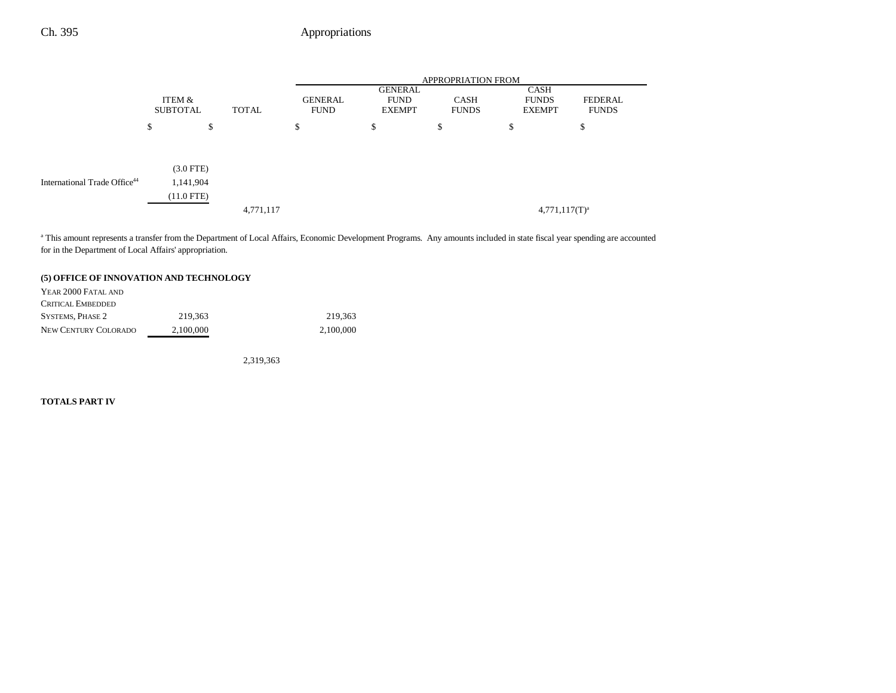| | ITEM & SUBTOTAL | TOTAL | GENERAL FUND | GENERAL FUND EXEMPT | CASH FUNDS | CASH FUNDS EXEMPT | FEDERAL FUNDS |
|---|---|---|---|---|---|---|---|
| | $ | $ | $ | $ | $ | $ | $ |
| | (3.0 FTE) | | | | | | |
| International Trade Office[44] | 1,141,904 | | | | | | |
| | (11.0 FTE) | | | | | | |
| | | 4,771,117 | | | | 4,771,117(T)[a] | |

[a] This amount represents a transfer from the Department of Local Affairs, Economic Development Programs. Any amounts included in state fiscal year spending are accounted for in the Department of Local Affairs' appropriation.

**(5) OFFICE OF INNOVATION AND TECHNOLOGY**

| | ITEM & SUBTOTAL | TOTAL | GENERAL FUND | GENERAL FUND EXEMPT | CASH FUNDS | CASH FUNDS EXEMPT | FEDERAL FUNDS |
|---|---|---|---|---|---|---|---|
| YEAR 2000 FATAL AND CRITICAL EMBEDDED SYSTEMS, PHASE 2 | 219,363 | | 219,363 | | | | |
| NEW CENTURY COLORADO | 2,100,000 | | 2,100,000 | | | | |
| | | 2,319,363 | | | | | |

**TOTALS PART IV**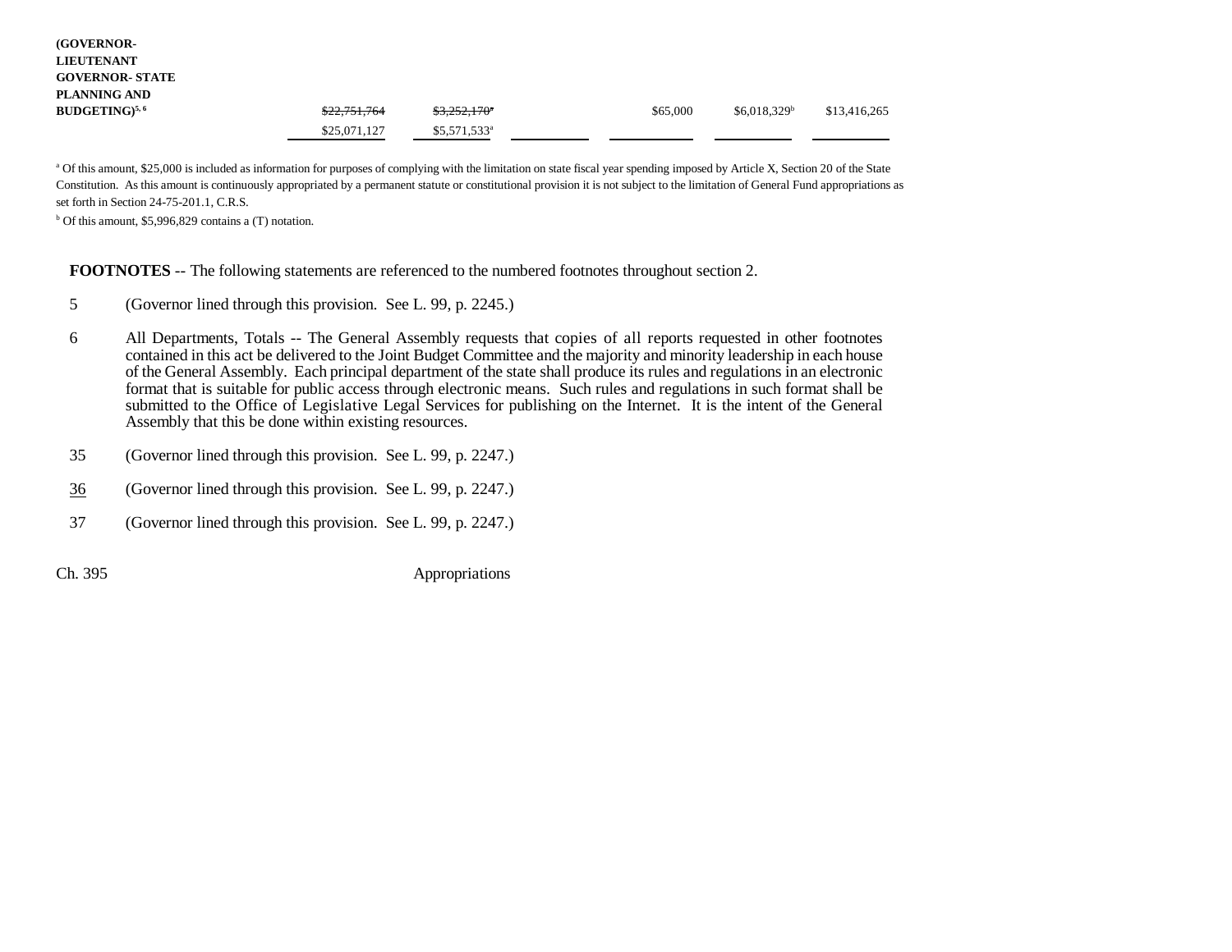| | | | | | | |
|---|---|---|---|---|---|---|
| **(GOVERNOR-LIEUTENANT GOVERNOR- STATE PLANNING AND BUDGETING)**[5, 6] | ~~$22,751,764~~ | ~~$3,252,170~~[a] | | $65,000 | $6,018,329[b] | $13,416,265 |
| | $25,071,127 | $5,571,533[a] | | | | |

[a] Of this amount, $25,000 is included as information for purposes of complying with the limitation on state fiscal year spending imposed by Article X, Section 20 of the State Constitution. As this amount is continuously appropriated by a permanent statute or constitutional provision it is not subject to the limitation of General Fund appropriations as set forth in Section 24-75-201.1, C.R.S.

[b] Of this amount, $5,996,829 contains a (T) notation.

**FOOTNOTES** -- The following statements are referenced to the numbered footnotes throughout section 2.

5 (Governor lined through this provision. See L. 99, p. 2245.)

6 All Departments, Totals -- The General Assembly requests that copies of all reports requested in other footnotes contained in this act be delivered to the Joint Budget Committee and the majority and minority leadership in each house of the General Assembly. Each principal department of the state shall produce its rules and regulations in an electronic format that is suitable for public access through electronic means. Such rules and regulations in such format shall be submitted to the Office of Legislative Legal Services for publishing on the Internet. It is the intent of the General Assembly that this be done within existing resources.

35 (Governor lined through this provision. See L. 99, p. 2247.)

36 (Governor lined through this provision. See L. 99, p. 2247.)

37 (Governor lined through this provision. See L. 99, p. 2247.)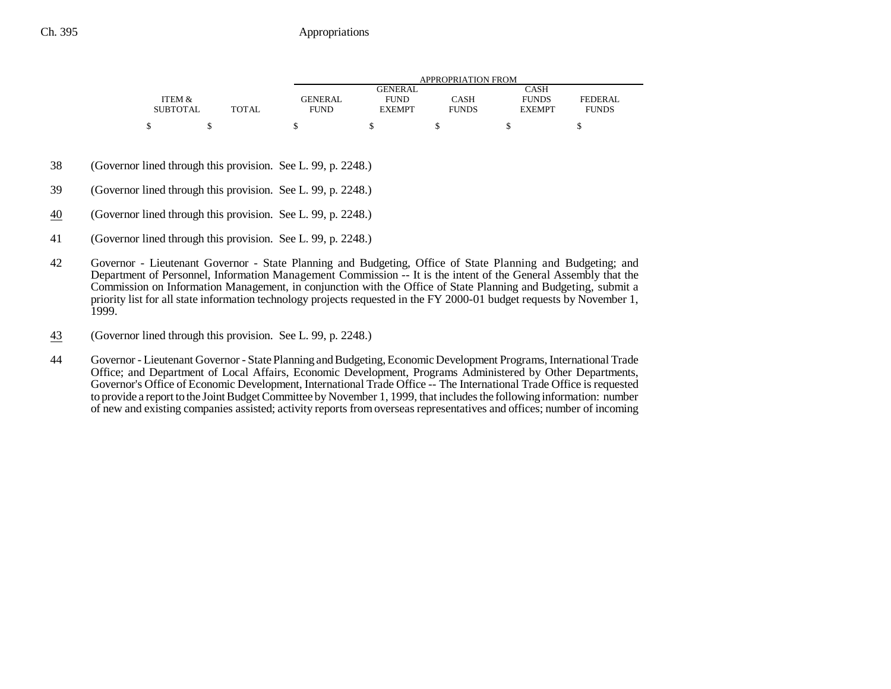| ITEM & SUBTOTAL | TOTAL | APPROPRIATION FROM GENERAL FUND | GENERAL FUND EXEMPT | CASH FUNDS | CASH FUNDS EXEMPT | FEDERAL FUNDS |
|---|---|---|---|---|---|---|
| $ | $ | $ | $ | $ | $ | $ |

38 (Governor lined through this provision. See L. 99, p. 2248.)

39 (Governor lined through this provision. See L. 99, p. 2248.)

40 (Governor lined through this provision. See L. 99, p. 2248.)

41 (Governor lined through this provision. See L. 99, p. 2248.)

42 Governor - Lieutenant Governor - State Planning and Budgeting, Office of State Planning and Budgeting; and Department of Personnel, Information Management Commission -- It is the intent of the General Assembly that the Commission on Information Management, in conjunction with the Office of State Planning and Budgeting, submit a priority list for all state information technology projects requested in the FY 2000-01 budget requests by November 1, 1999.

43 (Governor lined through this provision. See L. 99, p. 2248.)

44 Governor - Lieutenant Governor - State Planning and Budgeting, Economic Development Programs, International Trade Office; and Department of Local Affairs, Economic Development, Programs Administered by Other Departments, Governor's Office of Economic Development, International Trade Office -- The International Trade Office is requested to provide a report to the Joint Budget Committee by November 1, 1999, that includes the following information: number of new and existing companies assisted; activity reports from overseas representatives and offices; number of incoming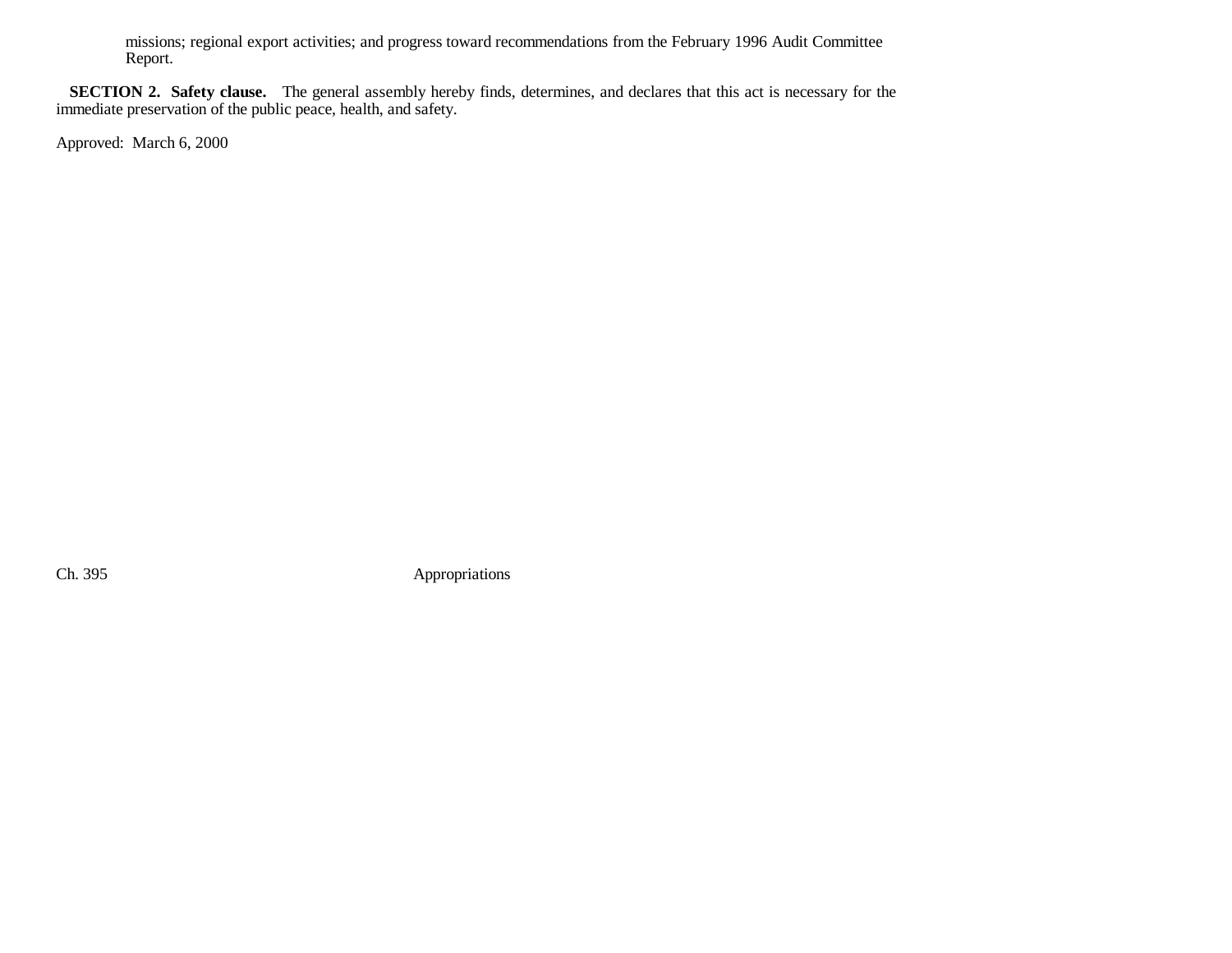missions; regional export activities; and progress toward recommendations from the February 1996 Audit Committee Report.

**SECTION 2. Safety clause.** The general assembly hereby finds, determines, and declares that this act is necessary for the immediate preservation of the public peace, health, and safety.

Approved: March 6, 2000